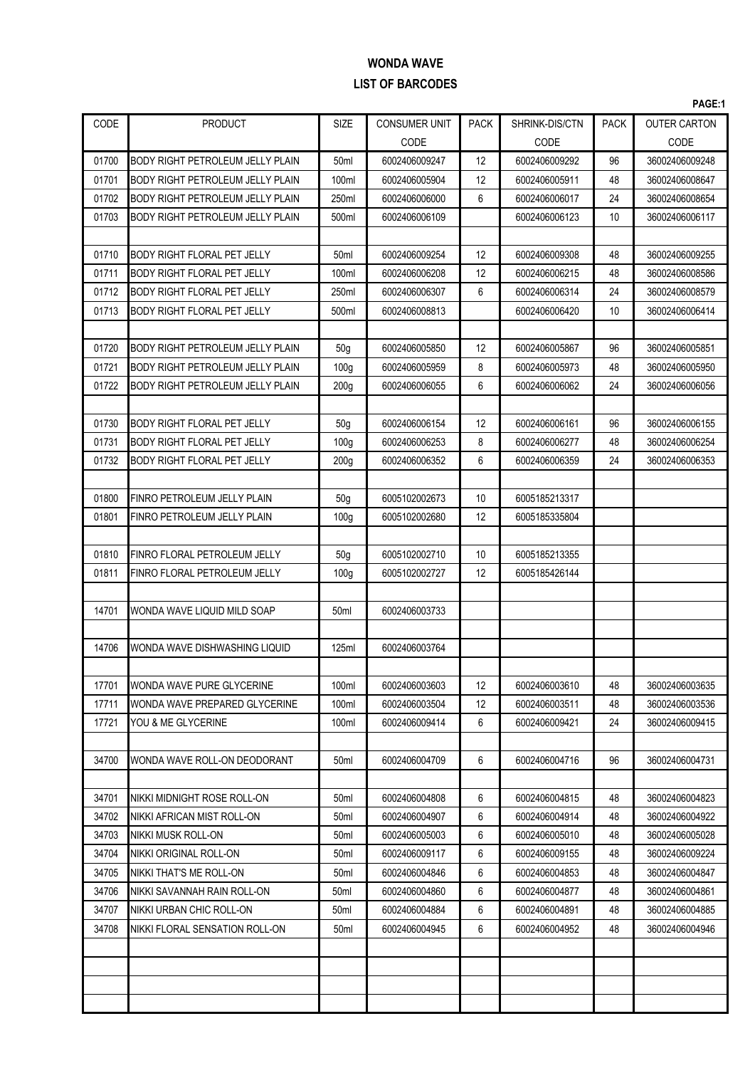# WONDA WAVE

## LIST OF BARCODES

| CODE | PRODUCT | SIZE | CONSUMER UNIT CODE | PACK | SHRINK-DIS/CTN CODE | PACK | OUTER CARTON CODE |
|---|---|---|---|---|---|---|---|
| 01700 | BODY RIGHT PETROLEUM JELLY PLAIN | 50ml | 6002406009247 | 12 | 6002406009292 | 96 | 36002406009248 |
| 01701 | BODY RIGHT PETROLEUM JELLY PLAIN | 100ml | 6002406005904 | 12 | 6002406005911 | 48 | 36002406008647 |
| 01702 | BODY RIGHT PETROLEUM JELLY PLAIN | 250ml | 6002406006000 | 6 | 6002406006017 | 24 | 36002406008654 |
| 01703 | BODY RIGHT PETROLEUM JELLY PLAIN | 500ml | 6002406006109 | | 6002406006123 | 10 | 36002406006117 |
| | | | | | | | |
| 01710 | BODY RIGHT FLORAL PET JELLY | 50ml | 6002406009254 | 12 | 6002406009308 | 48 | 36002406009255 |
| 01711 | BODY RIGHT FLORAL PET JELLY | 100ml | 6002406006208 | 12 | 6002406006215 | 48 | 36002406008586 |
| 01712 | BODY RIGHT FLORAL PET JELLY | 250ml | 6002406006307 | 6 | 6002406006314 | 24 | 36002406008579 |
| 01713 | BODY RIGHT FLORAL PET JELLY | 500ml | 6002406008813 | | 6002406006420 | 10 | 36002406006414 |
| | | | | | | | |
| 01720 | BODY RIGHT PETROLEUM JELLY PLAIN | 50g | 6002406005850 | 12 | 6002406005867 | 96 | 36002406005851 |
| 01721 | BODY RIGHT PETROLEUM JELLY PLAIN | 100g | 6002406005959 | 8 | 6002406005973 | 48 | 36002406005950 |
| 01722 | BODY RIGHT PETROLEUM JELLY PLAIN | 200g | 6002406006055 | 6 | 6002406006062 | 24 | 36002406006056 |
| | | | | | | | |
| 01730 | BODY RIGHT FLORAL PET JELLY | 50g | 6002406006154 | 12 | 6002406006161 | 96 | 36002406006155 |
| 01731 | BODY RIGHT FLORAL PET JELLY | 100g | 6002406006253 | 8 | 6002406006277 | 48 | 36002406006254 |
| 01732 | BODY RIGHT FLORAL PET JELLY | 200g | 6002406006352 | 6 | 6002406006359 | 24 | 36002406006353 |
| | | | | | | | |
| 01800 | FINRO PETROLEUM JELLY PLAIN | 50g | 6005102002673 | 10 | 6005185213317 | | |
| 01801 | FINRO PETROLEUM JELLY PLAIN | 100g | 6005102002680 | 12 | 6005185335804 | | |
| | | | | | | | |
| 01810 | FINRO FLORAL PETROLEUM JELLY | 50g | 6005102002710 | 10 | 6005185213355 | | |
| 01811 | FINRO FLORAL PETROLEUM JELLY | 100g | 6005102002727 | 12 | 6005185426144 | | |
| | | | | | | | |
| 14701 | WONDA WAVE LIQUID MILD SOAP | 50ml | 6002406003733 | | | | |
| | | | | | | | |
| 14706 | WONDA WAVE DISHWASHING LIQUID | 125ml | 6002406003764 | | | | |
| | | | | | | | |
| 17701 | WONDA WAVE PURE GLYCERINE | 100ml | 6002406003603 | 12 | 6002406003610 | 48 | 36002406003635 |
| 17711 | WONDA WAVE PREPARED GLYCERINE | 100ml | 6002406003504 | 12 | 6002406003511 | 48 | 36002406003536 |
| 17721 | YOU & ME GLYCERINE | 100ml | 6002406009414 | 6 | 6002406009421 | 24 | 36002406009415 |
| | | | | | | | |
| 34700 | WONDA WAVE ROLL-ON DEODORANT | 50ml | 6002406004709 | 6 | 6002406004716 | 96 | 36002406004731 |
| | | | | | | | |
| 34701 | NIKKI MIDNIGHT ROSE ROLL-ON | 50ml | 6002406004808 | 6 | 6002406004815 | 48 | 36002406004823 |
| 34702 | NIKKI AFRICAN MIST ROLL-ON | 50ml | 6002406004907 | 6 | 6002406004914 | 48 | 36002406004922 |
| 34703 | NIKKI MUSK ROLL-ON | 50ml | 6002406005003 | 6 | 6002406005010 | 48 | 36002406005028 |
| 34704 | NIKKI ORIGINAL ROLL-ON | 50ml | 6002406009117 | 6 | 6002406009155 | 48 | 36002406009224 |
| 34705 | NIKKI THAT'S ME ROLL-ON | 50ml | 6002406004846 | 6 | 6002406004853 | 48 | 36002406004847 |
| 34706 | NIKKI SAVANNAH RAIN ROLL-ON | 50ml | 6002406004860 | 6 | 6002406004877 | 48 | 36002406004861 |
| 34707 | NIKKI URBAN CHIC ROLL-ON | 50ml | 6002406004884 | 6 | 6002406004891 | 48 | 36002406004885 |
| 34708 | NIKKI FLORAL SENSATION ROLL-ON | 50ml | 6002406004945 | 6 | 6002406004952 | 48 | 36002406004946 |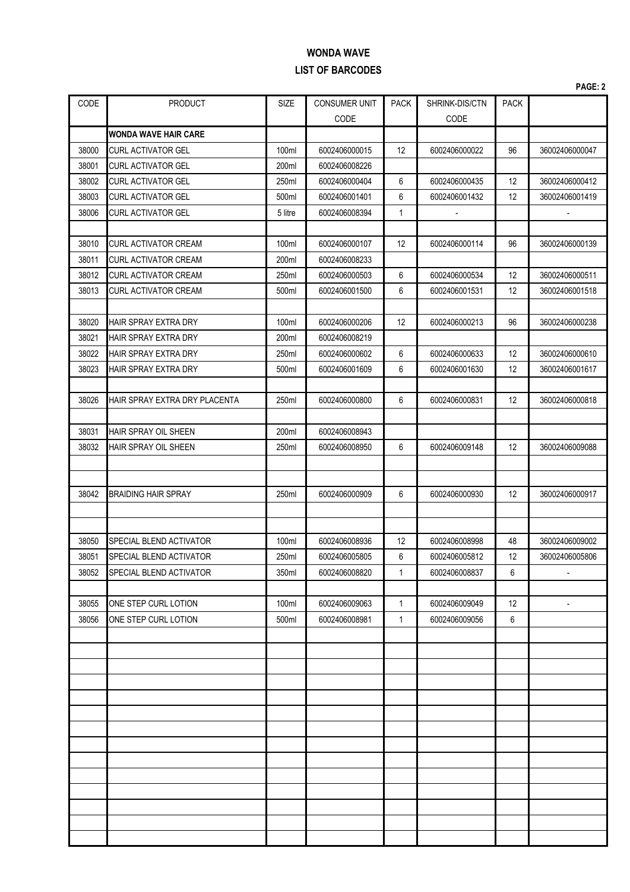# WONDA WAVE

## LIST OF BARCODES

**PAGE: 2**

| CODE | PRODUCT | SIZE | CONSUMER UNIT CODE | PACK | SHRINK-DIS/CTN CODE | PACK | |
|---|---|---|---|---|---|---|---|
| | **WONDA WAVE HAIR CARE** | | | | | | |
| 38000 | CURL ACTIVATOR GEL | 100ml | 6002406000015 | 12 | 6002406000022 | 96 | 36002406000047 |
| 38001 | CURL ACTIVATOR GEL | 200ml | 6002406008226 | | | | |
| 38002 | CURL ACTIVATOR GEL | 250ml | 6002406000404 | 6 | 6002406000435 | 12 | 36002406000412 |
| 38003 | CURL ACTIVATOR GEL | 500ml | 6002406001401 | 6 | 6002406001432 | 12 | 36002406001419 |
| 38006 | CURL ACTIVATOR GEL | 5 litre | 6002406008394 | 1 | - | | - |
| | | | | | | | |
| 38010 | CURL ACTIVATOR CREAM | 100ml | 6002406000107 | 12 | 6002406000114 | 96 | 36002406000139 |
| 38011 | CURL ACTIVATOR CREAM | 200ml | 6002406008233 | | | | |
| 38012 | CURL ACTIVATOR CREAM | 250ml | 6002406000503 | 6 | 6002406000534 | 12 | 36002406000511 |
| 38013 | CURL ACTIVATOR CREAM | 500ml | 6002406001500 | 6 | 6002406001531 | 12 | 36002406001518 |
| | | | | | | | |
| 38020 | HAIR SPRAY EXTRA DRY | 100ml | 6002406000206 | 12 | 6002406000213 | 96 | 36002406000238 |
| 38021 | HAIR SPRAY EXTRA DRY | 200ml | 6002406008219 | | | | |
| 38022 | HAIR SPRAY EXTRA DRY | 250ml | 6002406000602 | 6 | 6002406000633 | 12 | 36002406000610 |
| 38023 | HAIR SPRAY EXTRA DRY | 500ml | 6002406001609 | 6 | 6002406001630 | 12 | 36002406001617 |
| | | | | | | | |
| 38026 | HAIR SPRAY EXTRA DRY PLACENTA | 250ml | 6002406000800 | 6 | 6002406000831 | 12 | 36002406000818 |
| | | | | | | | |
| 38031 | HAIR SPRAY OIL SHEEN | 200ml | 6002406008943 | | | | |
| 38032 | HAIR SPRAY OIL SHEEN | 250ml | 6002406008950 | 6 | 6002406009148 | 12 | 36002406009088 |
| | | | | | | | |
| | | | | | | | |
| 38042 | BRAIDING HAIR SPRAY | 250ml | 6002406000909 | 6 | 6002406000930 | 12 | 36002406000917 |
| | | | | | | | |
| | | | | | | | |
| 38050 | SPECIAL BLEND ACTIVATOR | 100ml | 6002406008936 | 12 | 6002406008998 | 48 | 36002406009002 |
| 38051 | SPECIAL BLEND ACTIVATOR | 250ml | 6002406005805 | 6 | 6002406005812 | 12 | 36002406005806 |
| 38052 | SPECIAL BLEND ACTIVATOR | 350ml | 6002406008820 | 1 | 6002406008837 | 6 | - |
| | | | | | | | |
| 38055 | ONE STEP CURL LOTION | 100ml | 6002406009063 | 1 | 6002406009049 | 12 | - |
| 38056 | ONE STEP CURL LOTION | 500ml | 6002406008981 | 1 | 6002406009056 | 6 | |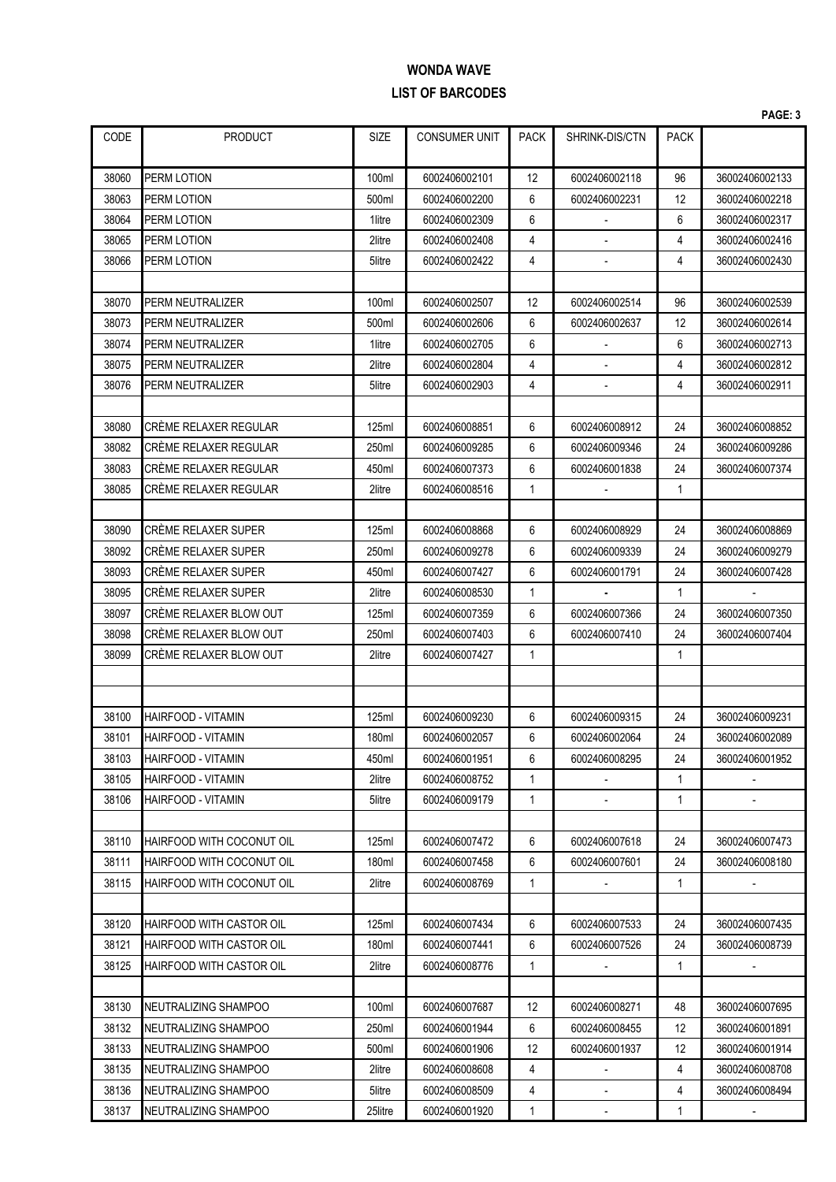# WONDA WAVE

## LIST OF BARCODES

| CODE | PRODUCT | SIZE | CONSUMER UNIT | PACK | SHRINK-DIS/CTN | PACK | |
|---|---|---|---|---|---|---|---|
| 38060 | PERM LOTION | 100ml | 6002406002101 | 12 | 6002406002118 | 96 | 36002406002133 |
| 38063 | PERM LOTION | 500ml | 6002406002200 | 6 | 6002406002231 | 12 | 36002406002218 |
| 38064 | PERM LOTION | 1litre | 6002406002309 | 6 | - | 6 | 36002406002317 |
| 38065 | PERM LOTION | 2litre | 6002406002408 | 4 | - | 4 | 36002406002416 |
| 38066 | PERM LOTION | 5litre | 6002406002422 | 4 | - | 4 | 36002406002430 |
| | | | | | | | |
| 38070 | PERM NEUTRALIZER | 100ml | 6002406002507 | 12 | 6002406002514 | 96 | 36002406002539 |
| 38073 | PERM NEUTRALIZER | 500ml | 6002406002606 | 6 | 6002406002637 | 12 | 36002406002614 |
| 38074 | PERM NEUTRALIZER | 1litre | 6002406002705 | 6 | - | 6 | 36002406002713 |
| 38075 | PERM NEUTRALIZER | 2litre | 6002406002804 | 4 | - | 4 | 36002406002812 |
| 38076 | PERM NEUTRALIZER | 5litre | 6002406002903 | 4 | - | 4 | 36002406002911 |
| | | | | | | | |
| 38080 | CRÈME RELAXER REGULAR | 125ml | 6002406008851 | 6 | 6002406008912 | 24 | 36002406008852 |
| 38082 | CRÈME RELAXER REGULAR | 250ml | 6002406009285 | 6 | 6002406009346 | 24 | 36002406009286 |
| 38083 | CRÈME RELAXER REGULAR | 450ml | 6002406007373 | 6 | 6002406001838 | 24 | 36002406007374 |
| 38085 | CRÈME RELAXER REGULAR | 2litre | 6002406008516 | 1 | - | 1 | |
| | | | | | | | |
| 38090 | CRÈME RELAXER SUPER | 125ml | 6002406008868 | 6 | 6002406008929 | 24 | 36002406008869 |
| 38092 | CRÈME RELAXER SUPER | 250ml | 6002406009278 | 6 | 6002406009339 | 24 | 36002406009279 |
| 38093 | CRÈME RELAXER SUPER | 450ml | 6002406007427 | 6 | 6002406001791 | 24 | 36002406007428 |
| 38095 | CRÈME RELAXER SUPER | 2litre | 6002406008530 | 1 | - | 1 | - |
| 38097 | CRÈME RELAXER BLOW OUT | 125ml | 6002406007359 | 6 | 6002406007366 | 24 | 36002406007350 |
| 38098 | CRÈME RELAXER BLOW OUT | 250ml | 6002406007403 | 6 | 6002406007410 | 24 | 36002406007404 |
| 38099 | CRÈME RELAXER BLOW OUT | 2litre | 6002406007427 | 1 | | 1 | |
| | | | | | | | |
| | | | | | | | |
| 38100 | HAIRFOOD - VITAMIN | 125ml | 6002406009230 | 6 | 6002406009315 | 24 | 36002406009231 |
| 38101 | HAIRFOOD - VITAMIN | 180ml | 6002406002057 | 6 | 6002406002064 | 24 | 36002406002089 |
| 38103 | HAIRFOOD - VITAMIN | 450ml | 6002406001951 | 6 | 6002406008295 | 24 | 36002406001952 |
| 38105 | HAIRFOOD - VITAMIN | 2litre | 6002406008752 | 1 | - | 1 | - |
| 38106 | HAIRFOOD - VITAMIN | 5litre | 6002406009179 | 1 | - | 1 | - |
| | | | | | | | |
| 38110 | HAIRFOOD WITH COCONUT OIL | 125ml | 6002406007472 | 6 | 6002406007618 | 24 | 36002406007473 |
| 38111 | HAIRFOOD WITH COCONUT OIL | 180ml | 6002406007458 | 6 | 6002406007601 | 24 | 36002406008180 |
| 38115 | HAIRFOOD WITH COCONUT OIL | 2litre | 6002406008769 | 1 | - | 1 | - |
| | | | | | | | |
| 38120 | HAIRFOOD WITH CASTOR OIL | 125ml | 6002406007434 | 6 | 6002406007533 | 24 | 36002406007435 |
| 38121 | HAIRFOOD WITH CASTOR OIL | 180ml | 6002406007441 | 6 | 6002406007526 | 24 | 36002406008739 |
| 38125 | HAIRFOOD WITH CASTOR OIL | 2litre | 6002406008776 | 1 | - | 1 | - |
| | | | | | | | |
| 38130 | NEUTRALIZING SHAMPOO | 100ml | 6002406007687 | 12 | 6002406008271 | 48 | 36002406007695 |
| 38132 | NEUTRALIZING SHAMPOO | 250ml | 6002406001944 | 6 | 6002406008455 | 12 | 36002406001891 |
| 38133 | NEUTRALIZING SHAMPOO | 500ml | 6002406001906 | 12 | 6002406001937 | 12 | 36002406001914 |
| 38135 | NEUTRALIZING SHAMPOO | 2litre | 6002406008608 | 4 | - | 4 | 36002406008708 |
| 38136 | NEUTRALIZING SHAMPOO | 5litre | 6002406008509 | 4 | - | 4 | 36002406008494 |
| 38137 | NEUTRALIZING SHAMPOO | 25litre | 6002406001920 | 1 | - | 1 | - |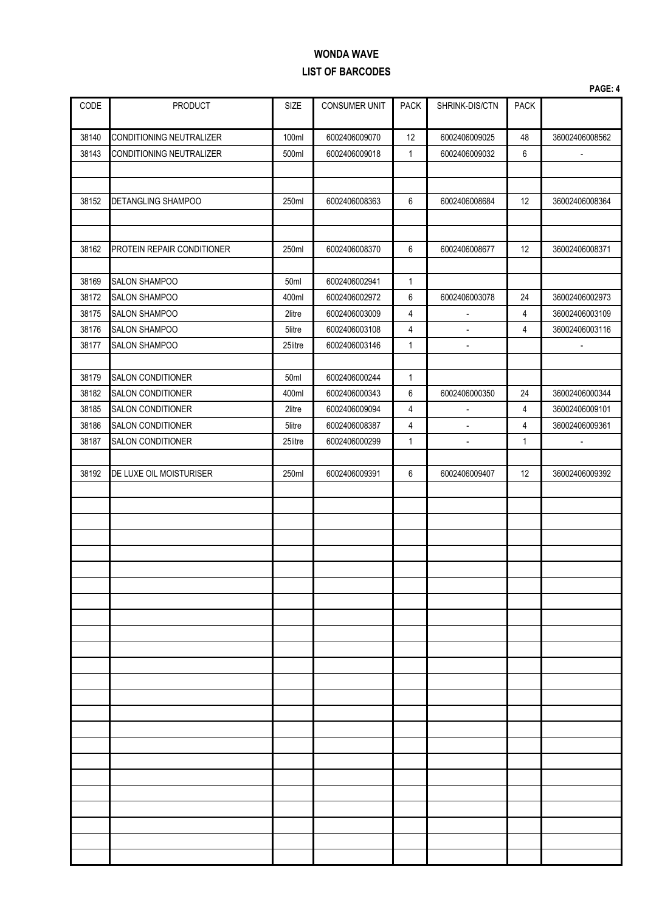# WONDA WAVE

## LIST OF BARCODES

**PAGE: 4**

| CODE | PRODUCT | SIZE | CONSUMER UNIT | PACK | SHRINK-DIS/CTN | PACK | |
|---|---|---|---|---|---|---|---|
| 38140 | CONDITIONING NEUTRALIZER | 100ml | 6002406009070 | 12 | 6002406009025 | 48 | 36002406008562 |
| 38143 | CONDITIONING NEUTRALIZER | 500ml | 6002406009018 | 1 | 6002406009032 | 6 | - |
| | | | | | | | |
| | | | | | | | |
| 38152 | DETANGLING SHAMPOO | 250ml | 6002406008363 | 6 | 6002406008684 | 12 | 36002406008364 |
| | | | | | | | |
| | | | | | | | |
| 38162 | PROTEIN REPAIR CONDITIONER | 250ml | 6002406008370 | 6 | 6002406008677 | 12 | 36002406008371 |
| | | | | | | | |
| 38169 | SALON SHAMPOO | 50ml | 6002406002941 | 1 | | | |
| 38172 | SALON SHAMPOO | 400ml | 6002406002972 | 6 | 6002406003078 | 24 | 36002406002973 |
| 38175 | SALON SHAMPOO | 2litre | 6002406003009 | 4 | - | 4 | 36002406003109 |
| 38176 | SALON SHAMPOO | 5litre | 6002406003108 | 4 | - | 4 | 36002406003116 |
| 38177 | SALON SHAMPOO | 25litre | 6002406003146 | 1 | - | | - |
| | | | | | | | |
| 38179 | SALON CONDITIONER | 50ml | 6002406000244 | 1 | | | |
| 38182 | SALON CONDITIONER | 400ml | 6002406000343 | 6 | 6002406000350 | 24 | 36002406000344 |
| 38185 | SALON CONDITIONER | 2litre | 6002406009094 | 4 | - | 4 | 36002406009101 |
| 38186 | SALON CONDITIONER | 5litre | 6002406008387 | 4 | - | 4 | 36002406009361 |
| 38187 | SALON CONDITIONER | 25litre | 6002406000299 | 1 | - | 1 | - |
| | | | | | | | |
| 38192 | DE LUXE OIL MOISTURISER | 250ml | 6002406009391 | 6 | 6002406009407 | 12 | 36002406009392 |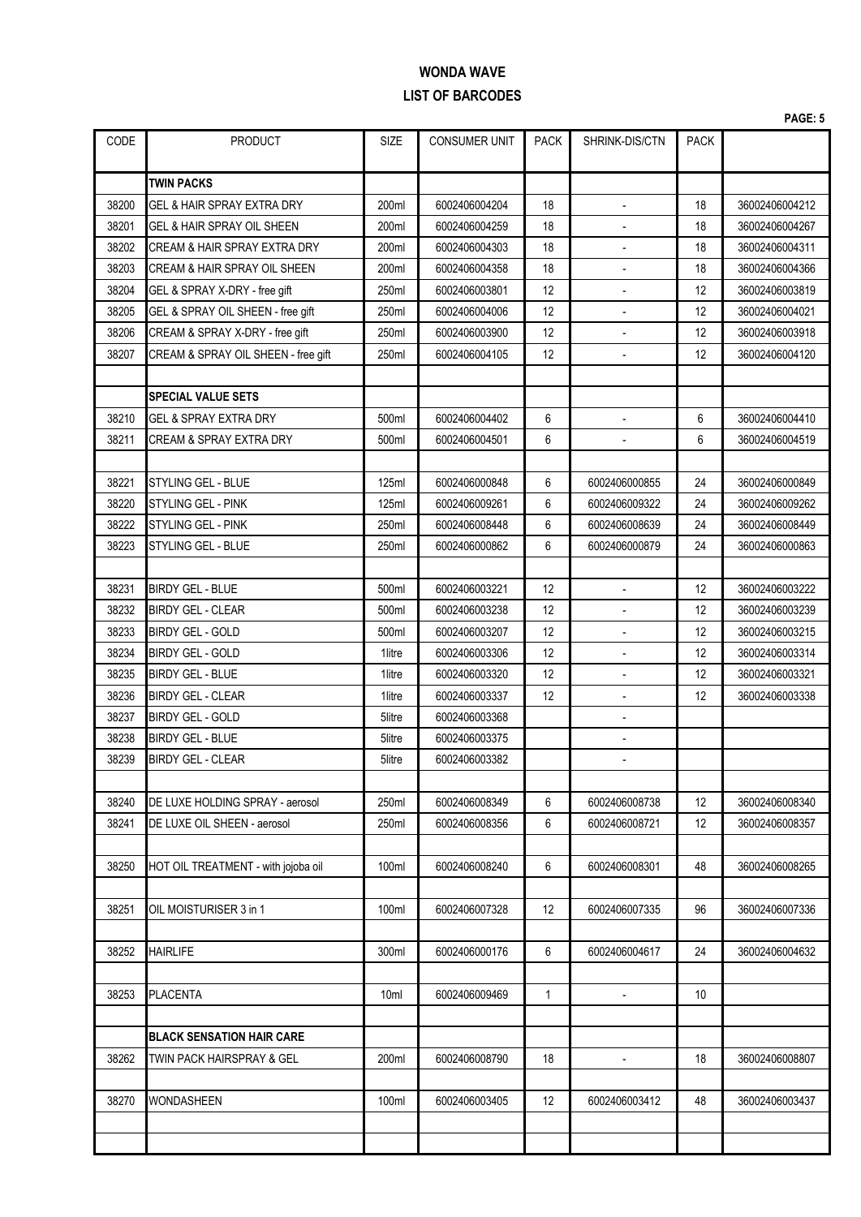# WONDA WAVE

## LIST OF BARCODES

| CODE | PRODUCT | SIZE | CONSUMER UNIT | PACK | SHRINK-DIS/CTN | PACK | |
|---|---|---|---|---|---|---|---|
| | **TWIN PACKS** | | | | | | |
| 38200 | GEL & HAIR SPRAY EXTRA DRY | 200ml | 6002406004204 | 18 | - | 18 | 36002406004212 |
| 38201 | GEL & HAIR SPRAY OIL SHEEN | 200ml | 6002406004259 | 18 | - | 18 | 36002406004267 |
| 38202 | CREAM & HAIR SPRAY EXTRA DRY | 200ml | 6002406004303 | 18 | - | 18 | 36002406004311 |
| 38203 | CREAM & HAIR SPRAY OIL SHEEN | 200ml | 6002406004358 | 18 | - | 18 | 36002406004366 |
| 38204 | GEL & SPRAY X-DRY - free gift | 250ml | 6002406003801 | 12 | - | 12 | 36002406003819 |
| 38205 | GEL & SPRAY OIL SHEEN - free gift | 250ml | 6002406004006 | 12 | - | 12 | 36002406004021 |
| 38206 | CREAM & SPRAY X-DRY - free gift | 250ml | 6002406003900 | 12 | - | 12 | 36002406003918 |
| 38207 | CREAM & SPRAY OIL SHEEN - free gift | 250ml | 6002406004105 | 12 | - | 12 | 36002406004120 |
| | | | | | | | |
| | **SPECIAL VALUE SETS** | | | | | | |
| 38210 | GEL & SPRAY EXTRA DRY | 500ml | 6002406004402 | 6 | - | 6 | 36002406004410 |
| 38211 | CREAM & SPRAY EXTRA DRY | 500ml | 6002406004501 | 6 | - | 6 | 36002406004519 |
| | | | | | | | |
| 38221 | STYLING GEL - BLUE | 125ml | 6002406000848 | 6 | 6002406000855 | 24 | 36002406000849 |
| 38220 | STYLING GEL - PINK | 125ml | 6002406009261 | 6 | 6002406009322 | 24 | 36002406009262 |
| 38222 | STYLING GEL - PINK | 250ml | 6002406008448 | 6 | 6002406008639 | 24 | 36002406008449 |
| 38223 | STYLING GEL - BLUE | 250ml | 6002406000862 | 6 | 6002406000879 | 24 | 36002406000863 |
| | | | | | | | |
| 38231 | BIRDY GEL - BLUE | 500ml | 6002406003221 | 12 | - | 12 | 36002406003222 |
| 38232 | BIRDY GEL - CLEAR | 500ml | 6002406003238 | 12 | - | 12 | 36002406003239 |
| 38233 | BIRDY GEL - GOLD | 500ml | 6002406003207 | 12 | - | 12 | 36002406003215 |
| 38234 | BIRDY GEL - GOLD | 1litre | 6002406003306 | 12 | - | 12 | 36002406003314 |
| 38235 | BIRDY GEL - BLUE | 1litre | 6002406003320 | 12 | - | 12 | 36002406003321 |
| 38236 | BIRDY GEL - CLEAR | 1litre | 6002406003337 | 12 | - | 12 | 36002406003338 |
| 38237 | BIRDY GEL - GOLD | 5litre | 6002406003368 | | - | | |
| 38238 | BIRDY GEL - BLUE | 5litre | 6002406003375 | | - | | |
| 38239 | BIRDY GEL - CLEAR | 5litre | 6002406003382 | | - | | |
| | | | | | | | |
| 38240 | DE LUXE HOLDING SPRAY - aerosol | 250ml | 6002406008349 | 6 | 6002406008738 | 12 | 36002406008340 |
| 38241 | DE LUXE OIL SHEEN - aerosol | 250ml | 6002406008356 | 6 | 6002406008721 | 12 | 36002406008357 |
| | | | | | | | |
| 38250 | HOT OIL TREATMENT - with jojoba oil | 100ml | 6002406008240 | 6 | 6002406008301 | 48 | 36002406008265 |
| | | | | | | | |
| 38251 | OIL MOISTURISER 3 in 1 | 100ml | 6002406007328 | 12 | 6002406007335 | 96 | 36002406007336 |
| | | | | | | | |
| 38252 | HAIRLIFE | 300ml | 6002406000176 | 6 | 6002406004617 | 24 | 36002406004632 |
| | | | | | | | |
| 38253 | PLACENTA | 10ml | 6002406009469 | 1 | - | 10 | |
| | | | | | | | |
| | **BLACK SENSATION HAIR CARE** | | | | | | |
| 38262 | TWIN PACK HAIRSPRAY & GEL | 200ml | 6002406008790 | 18 | - | 18 | 36002406008807 |
| | | | | | | | |
| 38270 | WONDASHEEN | 100ml | 6002406003405 | 12 | 6002406003412 | 48 | 36002406003437 |
| | | | | | | | |
| | | | | | | | |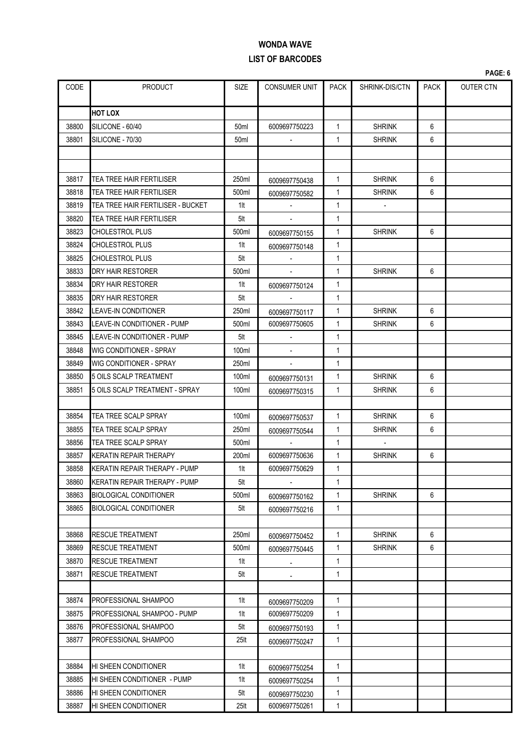# WONDA WAVE

## LIST OF BARCODES

**PAGE: 6**

| CODE | PRODUCT | SIZE | CONSUMER UNIT | PACK | SHRINK-DIS/CTN | PACK | OUTER CTN |
|---|---|---|---|---|---|---|---|
| | **HOT LOX** | | | | | | |
| 38800 | SILICONE - 60/40 | 50ml | 6009697750223 | 1 | SHRINK | 6 | |
| 38801 | SILICONE - 70/30 | 50ml | - | 1 | SHRINK | 6 | |
| | | | | | | | |
| | | | | | | | |
| 38817 | TEA TREE HAIR FERTILISER | 250ml | 6009697750438 | 1 | SHRINK | 6 | |
| 38818 | TEA TREE HAIR FERTILISER | 500ml | 6009697750582 | 1 | SHRINK | 6 | |
| 38819 | TEA TREE HAIR FERTILISER - BUCKET | 1lt | - | 1 | - | | |
| 38820 | TEA TREE HAIR FERTILISER | 5lt | - | 1 | | | |
| 38823 | CHOLESTROL PLUS | 500ml | 6009697750155 | 1 | SHRINK | 6 | |
| 38824 | CHOLESTROL PLUS | 1lt | 6009697750148 | 1 | | | |
| 38825 | CHOLESTROL PLUS | 5lt | - | 1 | | | |
| 38833 | DRY HAIR RESTORER | 500ml | - | 1 | SHRINK | 6 | |
| 38834 | DRY HAIR RESTORER | 1lt | 6009697750124 | 1 | | | |
| 38835 | DRY HAIR RESTORER | 5lt | - | 1 | | | |
| 38842 | LEAVE-IN CONDITIONER | 250ml | 6009697750117 | 1 | SHRINK | 6 | |
| 38843 | LEAVE-IN CONDITIONER - PUMP | 500ml | 6009697750605 | 1 | SHRINK | 6 | |
| 38845 | LEAVE-IN CONDITIONER - PUMP | 5lt | - | 1 | | | |
| 38848 | WIG CONDITIONER - SPRAY | 100ml | - | 1 | | | |
| 38849 | WIG CONDITIONER - SPRAY | 250ml | - | 1 | | | |
| 38850 | 5 OILS SCALP TREATMENT | 100ml | 6009697750131 | 1 | SHRINK | 6 | |
| 38851 | 5 OILS SCALP TREATMENT - SPRAY | 100ml | 6009697750315 | 1 | SHRINK | 6 | |
| | | | | | | | |
| 38854 | TEA TREE SCALP SPRAY | 100ml | 6009697750537 | 1 | SHRINK | 6 | |
| 38855 | TEA TREE SCALP SPRAY | 250ml | 6009697750544 | 1 | SHRINK | 6 | |
| 38856 | TEA TREE SCALP SPRAY | 500ml | - | 1 | - | | |
| 38857 | KERATIN REPAIR THERAPY | 200ml | 6009697750636 | 1 | SHRINK | 6 | |
| 38858 | KERATIN REPAIR THERAPY - PUMP | 1lt | 6009697750629 | 1 | | | |
| 38860 | KERATIN REPAIR THERAPY - PUMP | 5lt | - | 1 | | | |
| 38863 | BIOLOGICAL CONDITIONER | 500ml | 6009697750162 | 1 | SHRINK | 6 | |
| 38865 | BIOLOGICAL CONDITIONER | 5lt | 6009697750216 | 1 | | | |
| | | | | | | | |
| 38868 | RESCUE TREATMENT | 250ml | 6009697750452 | 1 | SHRINK | 6 | |
| 38869 | RESCUE TREATMENT | 500ml | 6009697750445 | 1 | SHRINK | 6 | |
| 38870 | RESCUE TREATMENT | 1lt | - | 1 | | | |
| 38871 | RESCUE TREATMENT | 5lt | - | 1 | | | |
| | | | | | | | |
| 38874 | PROFESSIONAL SHAMPOO | 1lt | 6009697750209 | 1 | | | |
| 38875 | PROFESSIONAL SHAMPOO - PUMP | 1lt | 6009697750209 | 1 | | | |
| 38876 | PROFESSIONAL SHAMPOO | 5lt | 6009697750193 | 1 | | | |
| 38877 | PROFESSIONAL SHAMPOO | 25lt | 6009697750247 | 1 | | | |
| | | | | | | | |
| 38884 | HI SHEEN CONDITIONER | 1lt | 6009697750254 | 1 | | | |
| 38885 | HI SHEEN CONDITIONER - PUMP | 1lt | 6009697750254 | 1 | | | |
| 38886 | HI SHEEN CONDITIONER | 5lt | 6009697750230 | 1 | | | |
| 38887 | HI SHEEN CONDITIONER | 25lt | 6009697750261 | 1 | | | |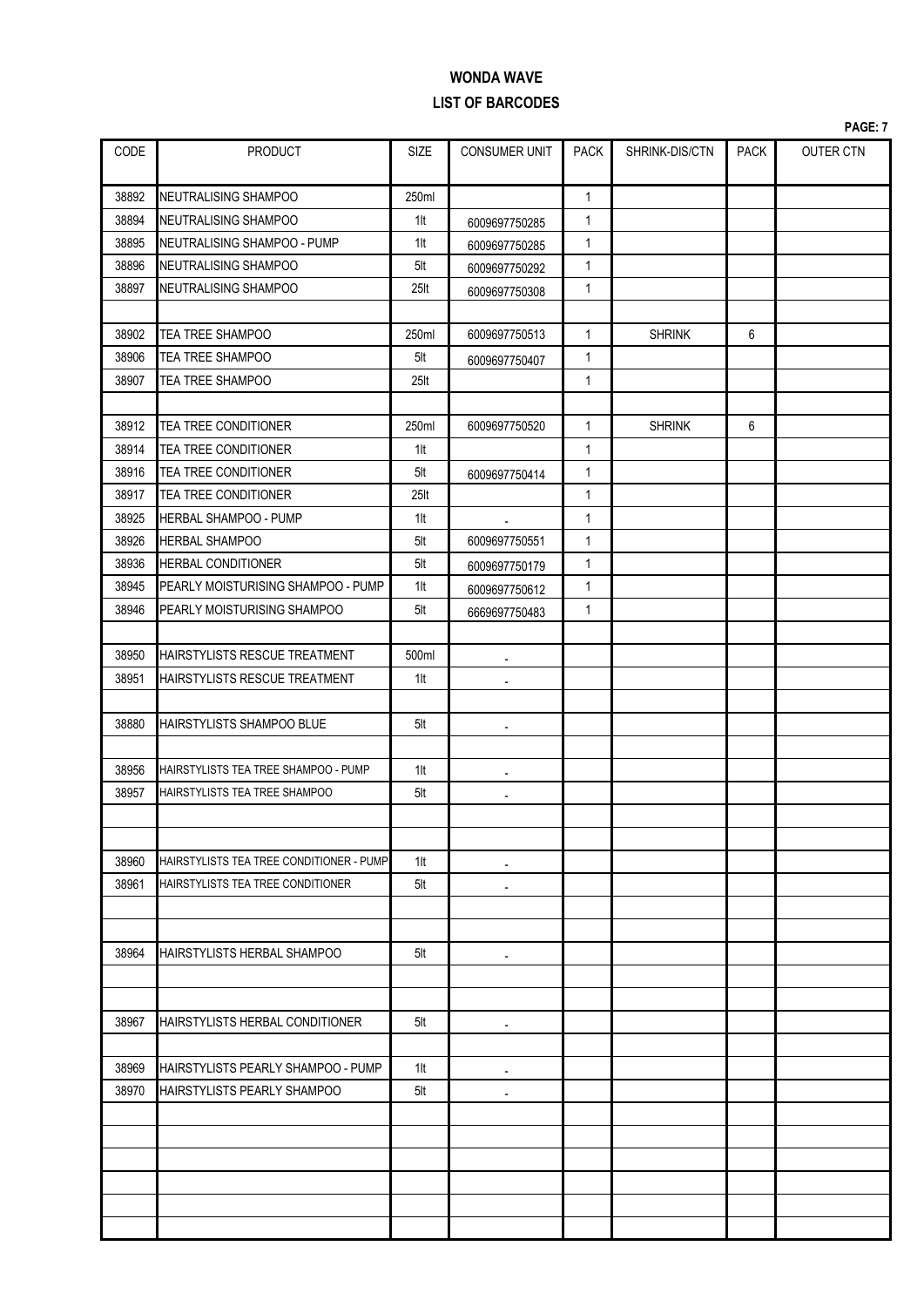# WONDA WAVE

## LIST OF BARCODES

| CODE | PRODUCT | SIZE | CONSUMER UNIT | PACK | SHRINK-DIS/CTN | PACK | OUTER CTN |
|---|---|---|---|---|---|---|---|
| 38892 | NEUTRALISING SHAMPOO | 250ml | | 1 | | | |
| 38894 | NEUTRALISING SHAMPOO | 1lt | 6009697750285 | 1 | | | |
| 38895 | NEUTRALISING SHAMPOO - PUMP | 1lt | 6009697750285 | 1 | | | |
| 38896 | NEUTRALISING SHAMPOO | 5lt | 6009697750292 | 1 | | | |
| 38897 | NEUTRALISING SHAMPOO | 25lt | 6009697750308 | 1 | | | |
| | | | | | | | |
| 38902 | TEA TREE SHAMPOO | 250ml | 6009697750513 | 1 | SHRINK | 6 | |
| 38906 | TEA TREE SHAMPOO | 5lt | 6009697750407 | 1 | | | |
| 38907 | TEA TREE SHAMPOO | 25lt | | 1 | | | |
| | | | | | | | |
| 38912 | TEA TREE CONDITIONER | 250ml | 6009697750520 | 1 | SHRINK | 6 | |
| 38914 | TEA TREE CONDITIONER | 1lt | | 1 | | | |
| 38916 | TEA TREE CONDITIONER | 5lt | 6009697750414 | 1 | | | |
| 38917 | TEA TREE CONDITIONER | 25lt | | 1 | | | |
| 38925 | HERBAL SHAMPOO - PUMP | 1lt | - | 1 | | | |
| 38926 | HERBAL SHAMPOO | 5lt | 6009697750551 | 1 | | | |
| 38936 | HERBAL CONDITIONER | 5lt | 6009697750179 | 1 | | | |
| 38945 | PEARLY MOISTURISING SHAMPOO - PUMP | 1lt | 6009697750612 | 1 | | | |
| 38946 | PEARLY MOISTURISING SHAMPOO | 5lt | 6669697750483 | 1 | | | |
| | | | | | | | |
| 38950 | HAIRSTYLISTS RESCUE TREATMENT | 500ml | - | | | | |
| 38951 | HAIRSTYLISTS RESCUE TREATMENT | 1lt | - | | | | |
| | | | | | | | |
| 38880 | HAIRSTYLISTS SHAMPOO BLUE | 5lt | - | | | | |
| | | | | | | | |
| 38956 | HAIRSTYLISTS TEA TREE SHAMPOO - PUMP | 1lt | - | | | | |
| 38957 | HAIRSTYLISTS TEA TREE SHAMPOO | 5lt | - | | | | |
| | | | | | | | |
| | | | | | | | |
| 38960 | HAIRSTYLISTS TEA TREE CONDITIONER - PUMP | 1lt | - | | | | |
| 38961 | HAIRSTYLISTS TEA TREE CONDITIONER | 5lt | - | | | | |
| | | | | | | | |
| | | | | | | | |
| 38964 | HAIRSTYLISTS HERBAL SHAMPOO | 5lt | - | | | | |
| | | | | | | | |
| | | | | | | | |
| 38967 | HAIRSTYLISTS HERBAL CONDITIONER | 5lt | - | | | | |
| | | | | | | | |
| 38969 | HAIRSTYLISTS PEARLY SHAMPOO - PUMP | 1lt | - | | | | |
| 38970 | HAIRSTYLISTS PEARLY SHAMPOO | 5lt | - | | | | |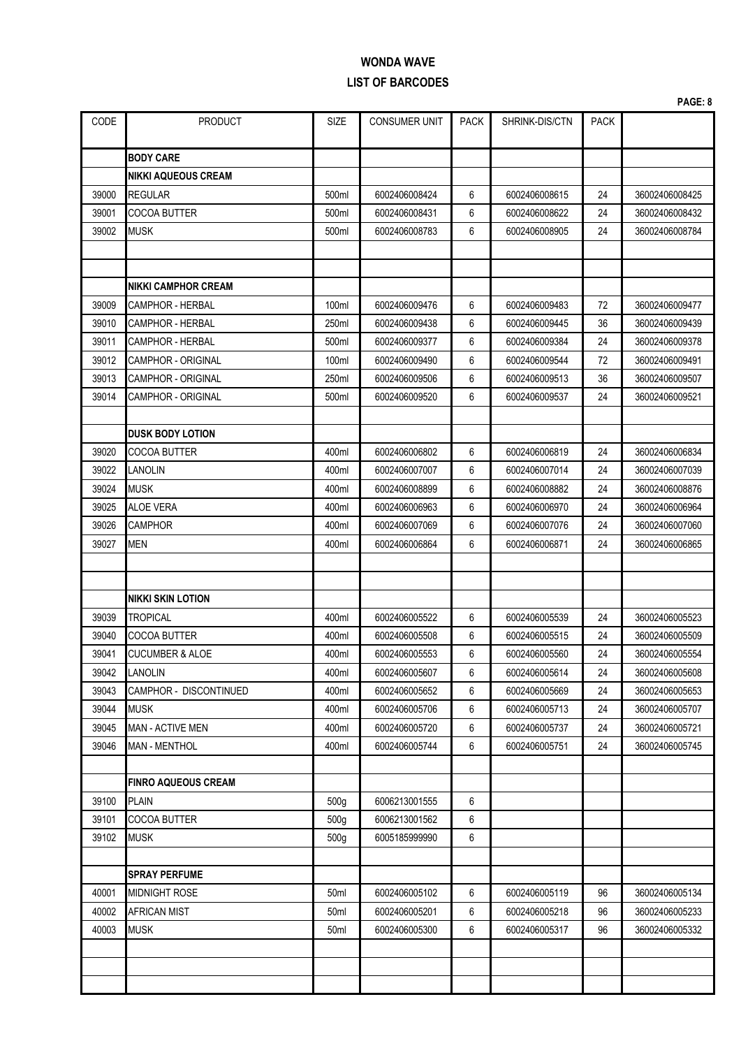# WONDA WAVE

## LIST OF BARCODES

| CODE | PRODUCT | SIZE | CONSUMER UNIT | PACK | SHRINK-DIS/CTN | PACK | |
|---|---|---|---|---|---|---|---|
| | **BODY CARE** | | | | | | |
| | **NIKKI AQUEOUS CREAM** | | | | | | |
| 39000 | REGULAR | 500ml | 6002406008424 | 6 | 6002406008615 | 24 | 36002406008425 |
| 39001 | COCOA BUTTER | 500ml | 6002406008431 | 6 | 6002406008622 | 24 | 36002406008432 |
| 39002 | MUSK | 500ml | 6002406008783 | 6 | 6002406008905 | 24 | 36002406008784 |
| | | | | | | | |
| | | | | | | | |
| | **NIKKI CAMPHOR CREAM** | | | | | | |
| 39009 | CAMPHOR - HERBAL | 100ml | 6002406009476 | 6 | 6002406009483 | 72 | 36002406009477 |
| 39010 | CAMPHOR - HERBAL | 250ml | 6002406009438 | 6 | 6002406009445 | 36 | 36002406009439 |
| 39011 | CAMPHOR - HERBAL | 500ml | 6002406009377 | 6 | 6002406009384 | 24 | 36002406009378 |
| 39012 | CAMPHOR - ORIGINAL | 100ml | 6002406009490 | 6 | 6002406009544 | 72 | 36002406009491 |
| 39013 | CAMPHOR - ORIGINAL | 250ml | 6002406009506 | 6 | 6002406009513 | 36 | 36002406009507 |
| 39014 | CAMPHOR - ORIGINAL | 500ml | 6002406009520 | 6 | 6002406009537 | 24 | 36002406009521 |
| | | | | | | | |
| | **DUSK BODY LOTION** | | | | | | |
| 39020 | COCOA BUTTER | 400ml | 6002406006802 | 6 | 6002406006819 | 24 | 36002406006834 |
| 39022 | LANOLIN | 400ml | 6002406007007 | 6 | 6002406007014 | 24 | 36002406007039 |
| 39024 | MUSK | 400ml | 6002406008899 | 6 | 6002406008882 | 24 | 36002406008876 |
| 39025 | ALOE VERA | 400ml | 6002406006963 | 6 | 6002406006970 | 24 | 36002406006964 |
| 39026 | CAMPHOR | 400ml | 6002406007069 | 6 | 6002406007076 | 24 | 36002406007060 |
| 39027 | MEN | 400ml | 6002406006864 | 6 | 6002406006871 | 24 | 36002406006865 |
| | | | | | | | |
| | | | | | | | |
| | **NIKKI SKIN LOTION** | | | | | | |
| 39039 | TROPICAL | 400ml | 6002406005522 | 6 | 6002406005539 | 24 | 36002406005523 |
| 39040 | COCOA BUTTER | 400ml | 6002406005508 | 6 | 6002406005515 | 24 | 36002406005509 |
| 39041 | CUCUMBER & ALOE | 400ml | 6002406005553 | 6 | 6002406005560 | 24 | 36002406005554 |
| 39042 | LANOLIN | 400ml | 6002406005607 | 6 | 6002406005614 | 24 | 36002406005608 |
| 39043 | CAMPHOR - DISCONTINUED | 400ml | 6002406005652 | 6 | 6002406005669 | 24 | 36002406005653 |
| 39044 | MUSK | 400ml | 6002406005706 | 6 | 6002406005713 | 24 | 36002406005707 |
| 39045 | MAN - ACTIVE MEN | 400ml | 6002406005720 | 6 | 6002406005737 | 24 | 36002406005721 |
| 39046 | MAN - MENTHOL | 400ml | 6002406005744 | 6 | 6002406005751 | 24 | 36002406005745 |
| | | | | | | | |
| | **FINRO AQUEOUS CREAM** | | | | | | |
| 39100 | PLAIN | 500g | 6006213001555 | 6 | | | |
| 39101 | COCOA BUTTER | 500g | 6006213001562 | 6 | | | |
| 39102 | MUSK | 500g | 6005185999990 | 6 | | | |
| | | | | | | | |
| | **SPRAY PERFUME** | | | | | | |
| 40001 | MIDNIGHT ROSE | 50ml | 6002406005102 | 6 | 6002406005119 | 96 | 36002406005134 |
| 40002 | AFRICAN MIST | 50ml | 6002406005201 | 6 | 6002406005218 | 96 | 36002406005233 |
| 40003 | MUSK | 50ml | 6002406005300 | 6 | 6002406005317 | 96 | 36002406005332 |
| | | | | | | | |
| | | | | | | | |
| | | | | | | | |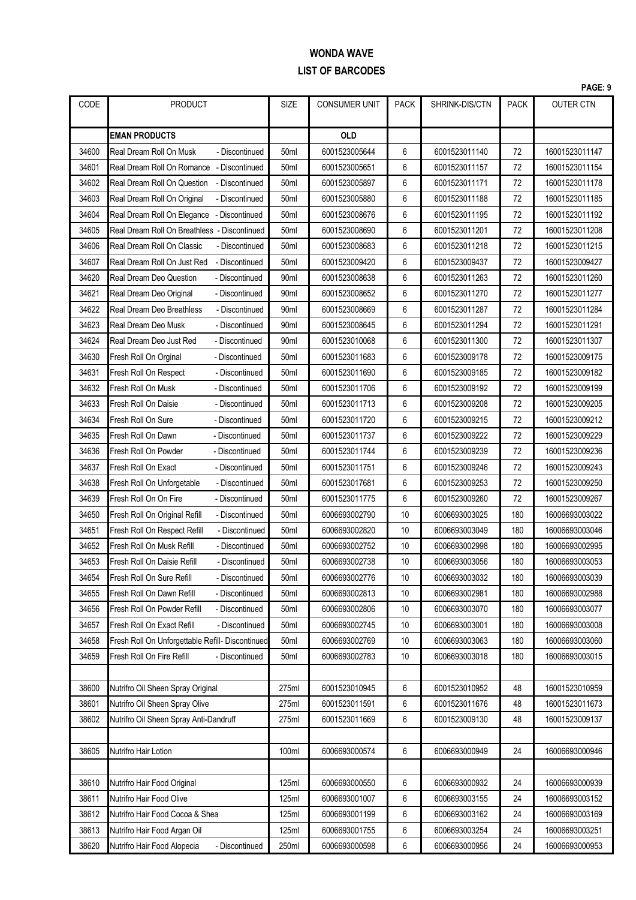# WONDA WAVE

## LIST OF BARCODES

| CODE | PRODUCT | SIZE | CONSUMER UNIT | PACK | SHRINK-DIS/CTN | PACK | OUTER CTN |
|---|---|---|---|---|---|---|---|
| | **EMAN PRODUCTS** | | **OLD** | | | | |
| 34600 | Real Dream Roll On Musk - Discontinued | 50ml | 6001523005644 | 6 | 6001523011140 | 72 | 16001523011147 |
| 34601 | Real Dream Roll On Romance - Discontinued | 50ml | 6001523005651 | 6 | 6001523011157 | 72 | 16001523011154 |
| 34602 | Real Dream Roll On Question - Discontinued | 50ml | 6001523005897 | 6 | 6001523011171 | 72 | 16001523011178 |
| 34603 | Real Dream Roll On Original - Discontinued | 50ml | 6001523005880 | 6 | 6001523011188 | 72 | 16001523011185 |
| 34604 | Real Dream Roll On Elegance - Discontinued | 50ml | 6001523008676 | 6 | 6001523011195 | 72 | 16001523011192 |
| 34605 | Real Dream Roll On Breathless - Discontinued | 50ml | 6001523008690 | 6 | 6001523011201 | 72 | 16001523011208 |
| 34606 | Real Dream Roll On Classic - Discontinued | 50ml | 6001523008683 | 6 | 6001523011218 | 72 | 16001523011215 |
| 34607 | Real Dream Roll On Just Red - Discontinued | 50ml | 6001523009420 | 6 | 6001523009437 | 72 | 16001523009427 |
| 34620 | Real Dream Deo Question - Discontinued | 90ml | 6001523008638 | 6 | 6001523011263 | 72 | 16001523011260 |
| 34621 | Real Dream Deo Original - Discontinued | 90ml | 6001523008652 | 6 | 6001523011270 | 72 | 16001523011277 |
| 34622 | Real Dream Deo Breathless - Discontinued | 90ml | 6001523008669 | 6 | 6001523011287 | 72 | 16001523011284 |
| 34623 | Real Dream Deo Musk - Discontinued | 90ml | 6001523008645 | 6 | 6001523011294 | 72 | 16001523011291 |
| 34624 | Real Dream Deo Just Red - Discontinued | 90ml | 6001523010068 | 6 | 6001523011300 | 72 | 16001523011307 |
| 34630 | Fresh Roll On Orginal - Discontinued | 50ml | 6001523011683 | 6 | 6001523009178 | 72 | 16001523009175 |
| 34631 | Fresh Roll On Respect - Discontinued | 50ml | 6001523011690 | 6 | 6001523009185 | 72 | 16001523009182 |
| 34632 | Fresh Roll On Musk - Discontinued | 50ml | 6001523011706 | 6 | 6001523009192 | 72 | 16001523009199 |
| 34633 | Fresh Roll On Daisie - Discontinued | 50ml | 6001523011713 | 6 | 6001523009208 | 72 | 16001523009205 |
| 34634 | Fresh Roll On Sure - Discontinued | 50ml | 6001523011720 | 6 | 6001523009215 | 72 | 16001523009212 |
| 34635 | Fresh Roll On Dawn - Discontinued | 50ml | 6001523011737 | 6 | 6001523009222 | 72 | 16001523009229 |
| 34636 | Fresh Roll On Powder - Discontinued | 50ml | 6001523011744 | 6 | 6001523009239 | 72 | 16001523009236 |
| 34637 | Fresh Roll On Exact - Discontinued | 50ml | 6001523011751 | 6 | 6001523009246 | 72 | 16001523009243 |
| 34638 | Fresh Roll On Unforgetable - Discontinued | 50ml | 6001523017681 | 6 | 6001523009253 | 72 | 16001523009250 |
| 34639 | Fresh Roll On On Fire - Discontinued | 50ml | 6001523011775 | 6 | 6001523009260 | 72 | 16001523009267 |
| 34650 | Fresh Roll On Original Refill - Discontinued | 50ml | 6006693002790 | 10 | 6006693003025 | 180 | 16006693003022 |
| 34651 | Fresh Roll On Respect Refill - Discontinued | 50ml | 6006693002820 | 10 | 6006693003049 | 180 | 16006693003046 |
| 34652 | Fresh Roll On Musk Refill - Discontinued | 50ml | 6006693002752 | 10 | 6006693002998 | 180 | 16006693002995 |
| 34653 | Fresh Roll On Daisie Refill - Discontinued | 50ml | 6006693002738 | 10 | 6006693003056 | 180 | 16006693003053 |
| 34654 | Fresh Roll On Sure Refill - Discontinued | 50ml | 6006693002776 | 10 | 6006693003032 | 180 | 16006693003039 |
| 34655 | Fresh Roll On Dawn Refill - Discontinued | 50ml | 6006693002813 | 10 | 6006693002981 | 180 | 16006693002988 |
| 34656 | Fresh Roll On Powder Refill - Discontinued | 50ml | 6006693002806 | 10 | 6006693003070 | 180 | 16006693003077 |
| 34657 | Fresh Roll On Exact Refill - Discontinued | 50ml | 6006693002745 | 10 | 6006693003001 | 180 | 16006693003008 |
| 34658 | Fresh Roll On Unforgettable Refill- Discontinued | 50ml | 6006693002769 | 10 | 6006693003063 | 180 | 16006693003060 |
| 34659 | Fresh Roll On Fire Refill - Discontinued | 50ml | 6006693002783 | 10 | 6006693003018 | 180 | 16006693003015 |
| | | | | | | | |
| 38600 | Nutrifro Oil Sheen Spray Original | 275ml | 6001523010945 | 6 | 6001523010952 | 48 | 16001523010959 |
| 38601 | Nutrifro Oil Sheen Spray Olive | 275ml | 6001523011591 | 6 | 6001523011676 | 48 | 16001523011673 |
| 38602 | Nutrifro Oil Sheen Spray Anti-Dandruff | 275ml | 6001523011669 | 6 | 6001523009130 | 48 | 16001523009137 |
| | | | | | | | |
| 38605 | Nutrifro Hair Lotion | 100ml | 6006693000574 | 6 | 6006693000949 | 24 | 16006693000946 |
| | | | | | | | |
| 38610 | Nutrifro Hair Food Original | 125ml | 6006693000550 | 6 | 6006693000932 | 24 | 16006693000939 |
| 38611 | Nutrifro Hair Food Olive | 125ml | 6006693001007 | 6 | 6006693003155 | 24 | 16006693003152 |
| 38612 | Nutrifro Hair Food Cocoa & Shea | 125ml | 6006693001199 | 6 | 6006693003162 | 24 | 16006693003169 |
| 38613 | Nutrifro Hair Food Argan Oil | 125ml | 6006693001755 | 6 | 6006693003254 | 24 | 16006693003251 |
| 38620 | Nutrifro Hair Food Alopecia - Discontinued | 250ml | 6006693000598 | 6 | 6006693000956 | 24 | 16006693000953 |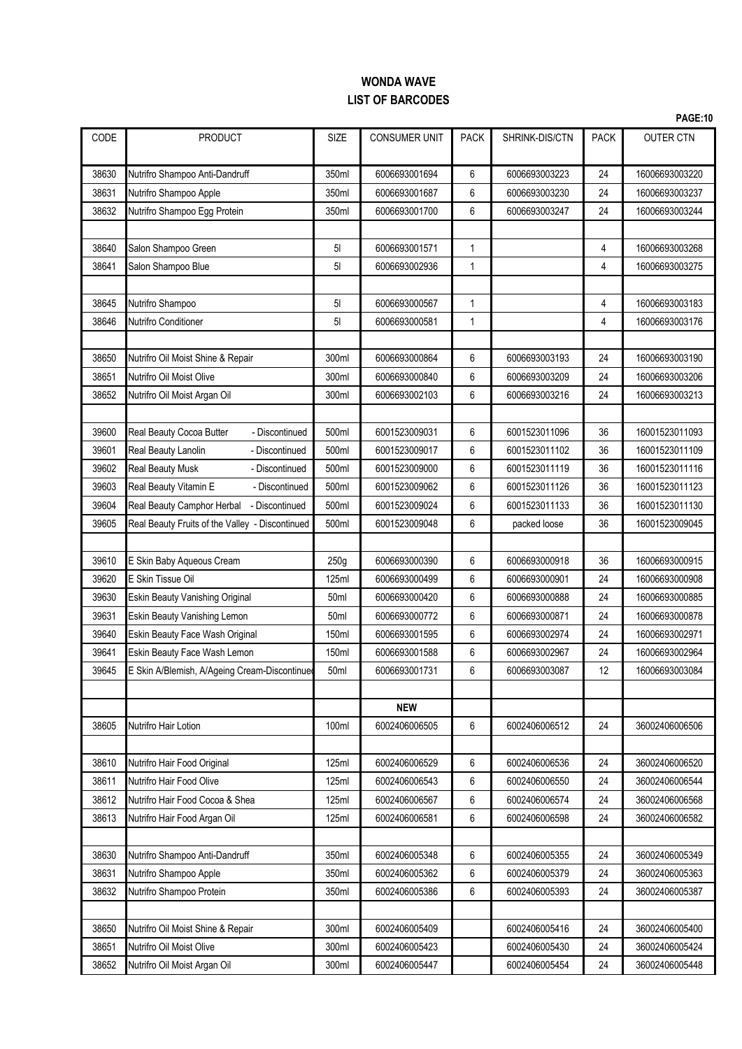# WONDA WAVE
## LIST OF BARCODES

| CODE | PRODUCT | SIZE | CONSUMER UNIT | PACK | SHRINK-DIS/CTN | PACK | OUTER CTN |
|---|---|---|---|---|---|---|---|
| 38630 | Nutrifro Shampoo Anti-Dandruff | 350ml | 6006693001694 | 6 | 6006693003223 | 24 | 16006693003220 |
| 38631 | Nutrifro Shampoo Apple | 350ml | 6006693001687 | 6 | 6006693003230 | 24 | 16006693003237 |
| 38632 | Nutrifro Shampoo Egg Protein | 350ml | 6006693001700 | 6 | 6006693003247 | 24 | 16006693003244 |
| | | | | | | | |
| 38640 | Salon Shampoo Green | 5l | 6006693001571 | 1 | | 4 | 16006693003268 |
| 38641 | Salon Shampoo Blue | 5l | 6006693002936 | 1 | | 4 | 16006693003275 |
| | | | | | | | |
| 38645 | Nutrifro Shampoo | 5l | 6006693000567 | 1 | | 4 | 16006693003183 |
| 38646 | Nutrifro Conditioner | 5l | 6006693000581 | 1 | | 4 | 16006693003176 |
| | | | | | | | |
| 38650 | Nutrifro Oil Moist Shine & Repair | 300ml | 6006693000864 | 6 | 6006693003193 | 24 | 16006693003190 |
| 38651 | Nutrifro Oil Moist Olive | 300ml | 6006693000840 | 6 | 6006693003209 | 24 | 16006693003206 |
| 38652 | Nutrifro Oil Moist Argan Oil | 300ml | 6006693002103 | 6 | 6006693003216 | 24 | 16006693003213 |
| | | | | | | | |
| 39600 | Real Beauty Cocoa Butter - Discontinued | 500ml | 6001523009031 | 6 | 6001523011096 | 36 | 16001523011093 |
| 39601 | Real Beauty Lanolin - Discontinued | 500ml | 6001523009017 | 6 | 6001523011102 | 36 | 16001523011109 |
| 39602 | Real Beauty Musk - Discontinued | 500ml | 6001523009000 | 6 | 6001523011119 | 36 | 16001523011116 |
| 39603 | Real Beauty Vitamin E - Discontinued | 500ml | 6001523009062 | 6 | 6001523011126 | 36 | 16001523011123 |
| 39604 | Real Beauty Camphor Herbal - Discontinued | 500ml | 6001523009024 | 6 | 6001523011133 | 36 | 16001523011130 |
| 39605 | Real Beauty Fruits of the Valley - Discontinued | 500ml | 6001523009048 | 6 | packed loose | 36 | 16001523009045 |
| | | | | | | | |
| 39610 | E Skin Baby Aqueous Cream | 250g | 6006693000390 | 6 | 6006693000918 | 36 | 16006693000915 |
| 39620 | E Skin Tissue Oil | 125ml | 6006693000499 | 6 | 6006693000901 | 24 | 16006693000908 |
| 39630 | Eskin Beauty Vanishing Original | 50ml | 6006693000420 | 6 | 6006693000888 | 24 | 16006693000885 |
| 39631 | Eskin Beauty Vanishing Lemon | 50ml | 6006693000772 | 6 | 6006693000871 | 24 | 16006693000878 |
| 39640 | Eskin Beauty Face Wash Original | 150ml | 6006693001595 | 6 | 6006693002974 | 24 | 16006693002971 |
| 39641 | Eskin Beauty Face Wash Lemon | 150ml | 6006693001588 | 6 | 6006693002967 | 24 | 16006693002964 |
| 39645 | E Skin A/Blemish, A/Ageing Cream-Discontinued | 50ml | 6006693001731 | 6 | 6006693003087 | 12 | 16006693003084 |
| | | | | | | | |
| | | | **NEW** | | | | |
| 38605 | Nutrifro Hair Lotion | 100ml | 6002406006505 | 6 | 6002406006512 | 24 | 36002406006506 |
| | | | | | | | |
| 38610 | Nutrifro Hair Food Original | 125ml | 6002406006529 | 6 | 6002406006536 | 24 | 36002406006520 |
| 38611 | Nutrifro Hair Food Olive | 125ml | 6002406006543 | 6 | 6002406006550 | 24 | 36002406006544 |
| 38612 | Nutrifro Hair Food Cocoa & Shea | 125ml | 6002406006567 | 6 | 6002406006574 | 24 | 36002406006568 |
| 38613 | Nutrifro Hair Food Argan Oil | 125ml | 6002406006581 | 6 | 6002406006598 | 24 | 36002406006582 |
| | | | | | | | |
| 38630 | Nutrifro Shampoo Anti-Dandruff | 350ml | 6002406005348 | 6 | 6002406005355 | 24 | 36002406005349 |
| 38631 | Nutrifro Shampoo Apple | 350ml | 6002406005362 | 6 | 6002406005379 | 24 | 36002406005363 |
| 38632 | Nutrifro Shampoo Protein | 350ml | 6002406005386 | 6 | 6002406005393 | 24 | 36002406005387 |
| | | | | | | | |
| 38650 | Nutrifro Oil Moist Shine & Repair | 300ml | 6002406005409 | | 6002406005416 | 24 | 36002406005400 |
| 38651 | Nutrifro Oil Moist Olive | 300ml | 6002406005423 | | 6002406005430 | 24 | 36002406005424 |
| 38652 | Nutrifro Oil Moist Argan Oil | 300ml | 6002406005447 | | 6002406005454 | 24 | 36002406005448 |